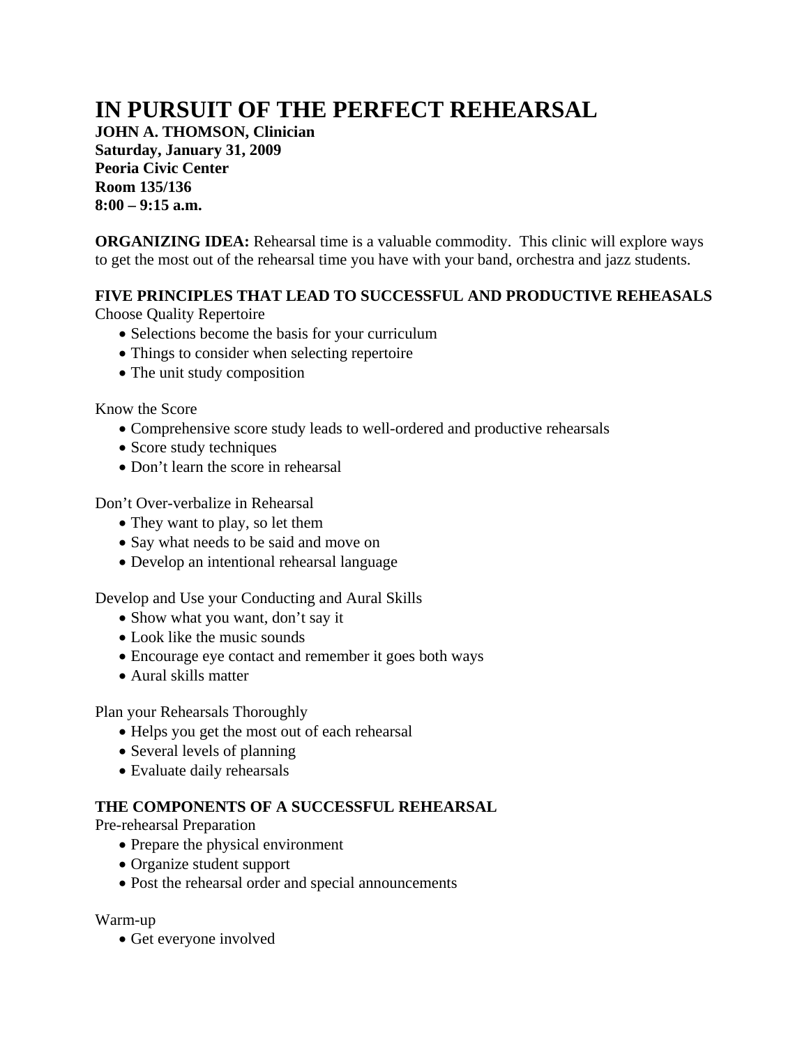# IN PURSUIT OF THE PERFECT REHEARSAL

**JOHN A. THOMSON, Clinician**
**Saturday, January 31, 2009**
**Peoria Civic Center**
**Room 135/136**
**8:00 – 9:15 a.m.**

**ORGANIZING IDEA:** Rehearsal time is a valuable commodity. This clinic will explore ways to get the most out of the rehearsal time you have with your band, orchestra and jazz students.

## FIVE PRINCIPLES THAT LEAD TO SUCCESSFUL AND PRODUCTIVE REHEASALS

Choose Quality Repertoire

- Selections become the basis for your curriculum
- Things to consider when selecting repertoire
- The unit study composition

Know the Score

- Comprehensive score study leads to well-ordered and productive rehearsals
- Score study techniques
- Don't learn the score in rehearsal

Don't Over-verbalize in Rehearsal

- They want to play, so let them
- Say what needs to be said and move on
- Develop an intentional rehearsal language

Develop and Use your Conducting and Aural Skills

- Show what you want, don't say it
- Look like the music sounds
- Encourage eye contact and remember it goes both ways
- Aural skills matter

Plan your Rehearsals Thoroughly

- Helps you get the most out of each rehearsal
- Several levels of planning
- Evaluate daily rehearsals

## THE COMPONENTS OF A SUCCESSFUL REHEARSAL

Pre-rehearsal Preparation

- Prepare the physical environment
- Organize student support
- Post the rehearsal order and special announcements

Warm-up

- Get everyone involved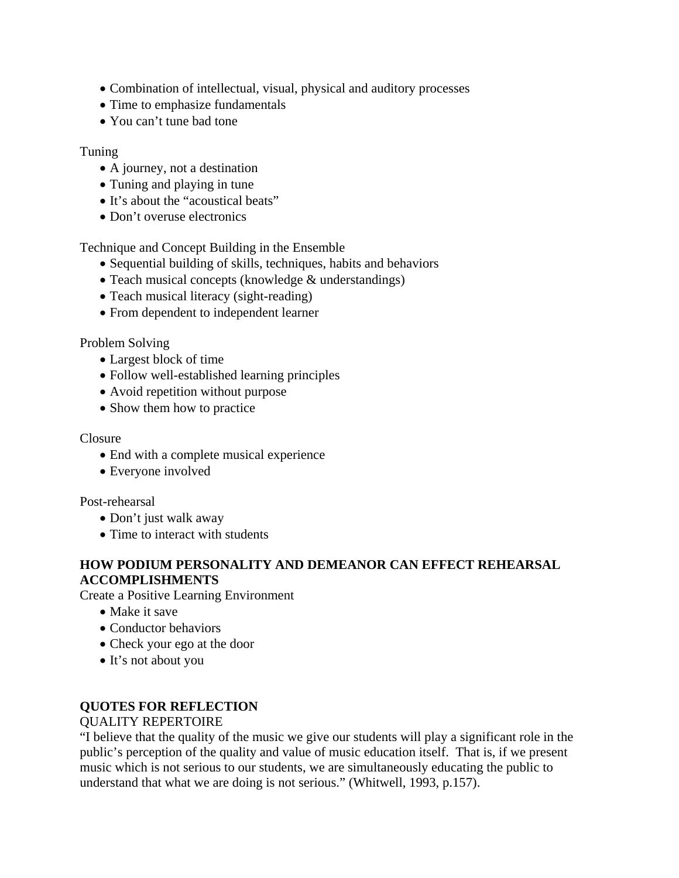- Combination of intellectual, visual, physical and auditory processes
- Time to emphasize fundamentals
- You can't tune bad tone

Tuning

- A journey, not a destination
- Tuning and playing in tune
- It's about the "acoustical beats"
- Don't overuse electronics

Technique and Concept Building in the Ensemble

- Sequential building of skills, techniques, habits and behaviors
- Teach musical concepts (knowledge & understandings)
- Teach musical literacy (sight-reading)
- From dependent to independent learner

Problem Solving

- Largest block of time
- Follow well-established learning principles
- Avoid repetition without purpose
- Show them how to practice

Closure

- End with a complete musical experience
- Everyone involved

Post-rehearsal

- Don't just walk away
- Time to interact with students

**HOW PODIUM PERSONALITY AND DEMEANOR CAN EFFECT REHEARSAL ACCOMPLISHMENTS**

Create a Positive Learning Environment

- Make it save
- Conductor behaviors
- Check your ego at the door
- It's not about you

**QUOTES FOR REFLECTION**

QUALITY REPERTOIRE

"I believe that the quality of the music we give our students will play a significant role in the public's perception of the quality and value of music education itself. That is, if we present music which is not serious to our students, we are simultaneously educating the public to understand that what we are doing is not serious." (Whitwell, 1993, p.157).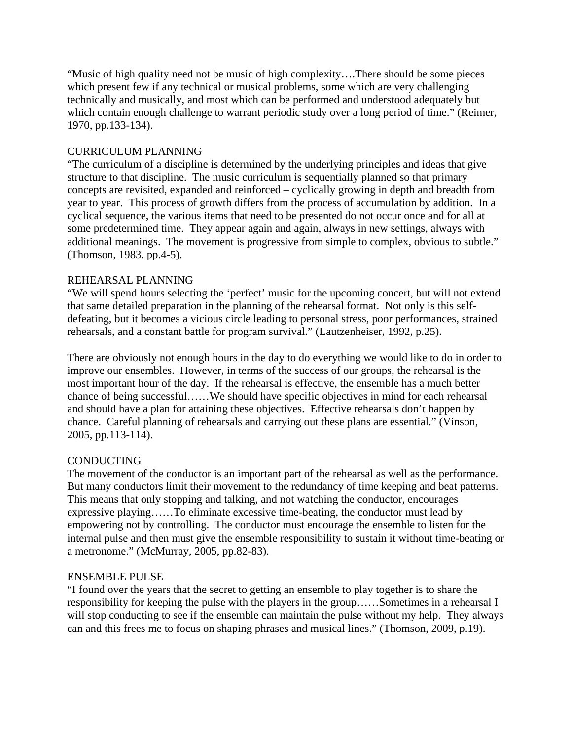"Music of high quality need not be music of high complexity….There should be some pieces which present few if any technical or musical problems, some which are very challenging technically and musically, and most which can be performed and understood adequately but which contain enough challenge to warrant periodic study over a long period of time." (Reimer, 1970, pp.133-134).

CURRICULUM PLANNING

"The curriculum of a discipline is determined by the underlying principles and ideas that give structure to that discipline. The music curriculum is sequentially planned so that primary concepts are revisited, expanded and reinforced – cyclically growing in depth and breadth from year to year. This process of growth differs from the process of accumulation by addition. In a cyclical sequence, the various items that need to be presented do not occur once and for all at some predetermined time. They appear again and again, always in new settings, always with additional meanings. The movement is progressive from simple to complex, obvious to subtle." (Thomson, 1983, pp.4-5).

REHEARSAL PLANNING

"We will spend hours selecting the 'perfect' music for the upcoming concert, but will not extend that same detailed preparation in the planning of the rehearsal format. Not only is this self-defeating, but it becomes a vicious circle leading to personal stress, poor performances, strained rehearsals, and a constant battle for program survival." (Lautzenheiser, 1992, p.25).

There are obviously not enough hours in the day to do everything we would like to do in order to improve our ensembles. However, in terms of the success of our groups, the rehearsal is the most important hour of the day. If the rehearsal is effective, the ensemble has a much better chance of being successful……We should have specific objectives in mind for each rehearsal and should have a plan for attaining these objectives. Effective rehearsals don't happen by chance. Careful planning of rehearsals and carrying out these plans are essential." (Vinson, 2005, pp.113-114).

CONDUCTING

The movement of the conductor is an important part of the rehearsal as well as the performance. But many conductors limit their movement to the redundancy of time keeping and beat patterns. This means that only stopping and talking, and not watching the conductor, encourages expressive playing……To eliminate excessive time-beating, the conductor must lead by empowering not by controlling. The conductor must encourage the ensemble to listen for the internal pulse and then must give the ensemble responsibility to sustain it without time-beating or a metronome." (McMurray, 2005, pp.82-83).

ENSEMBLE PULSE

"I found over the years that the secret to getting an ensemble to play together is to share the responsibility for keeping the pulse with the players in the group……Sometimes in a rehearsal I will stop conducting to see if the ensemble can maintain the pulse without my help. They always can and this frees me to focus on shaping phrases and musical lines." (Thomson, 2009, p.19).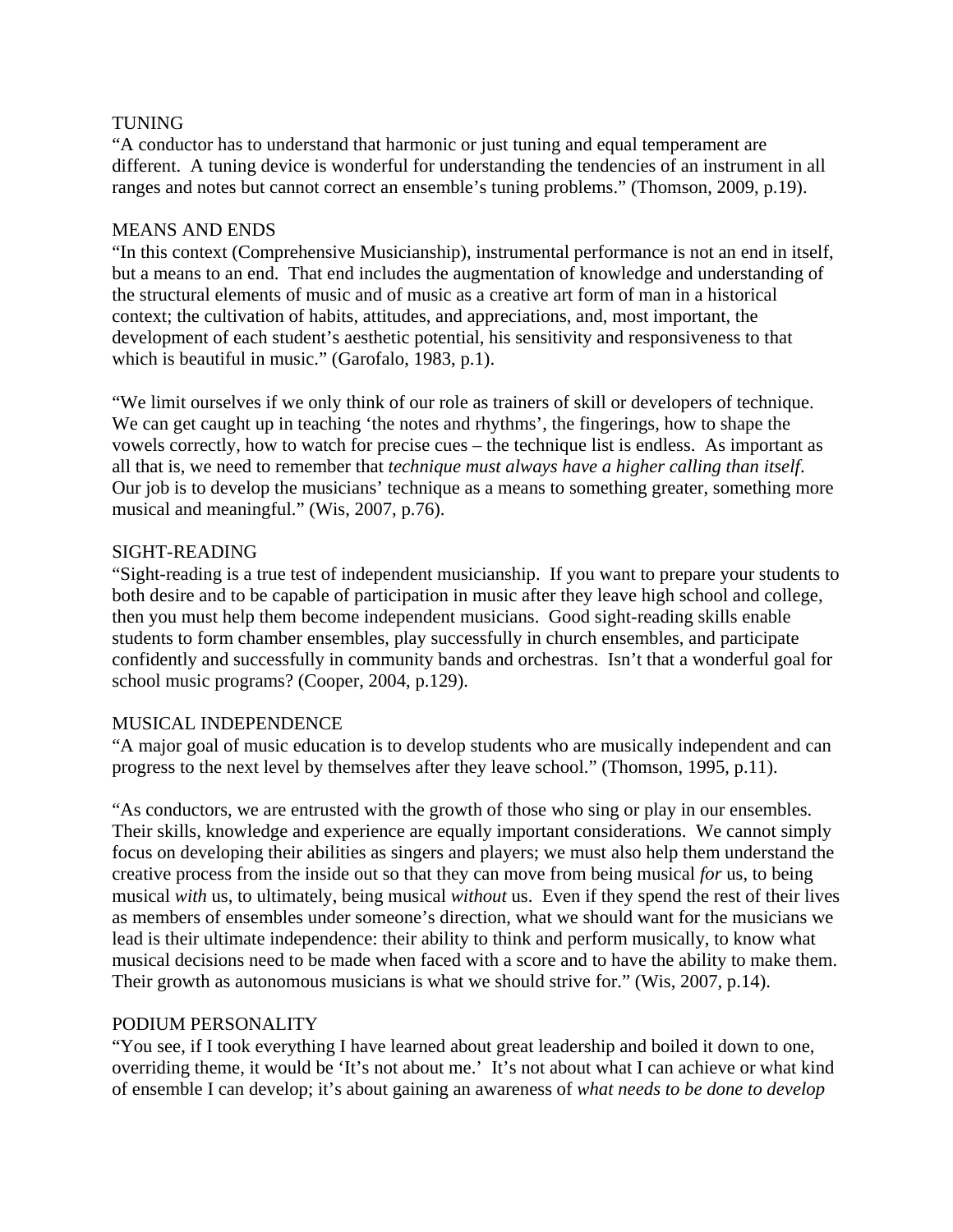TUNING

"A conductor has to understand that harmonic or just tuning and equal temperament are different. A tuning device is wonderful for understanding the tendencies of an instrument in all ranges and notes but cannot correct an ensemble's tuning problems." (Thomson, 2009, p.19).

MEANS AND ENDS

"In this context (Comprehensive Musicianship), instrumental performance is not an end in itself, but a means to an end. That end includes the augmentation of knowledge and understanding of the structural elements of music and of music as a creative art form of man in a historical context; the cultivation of habits, attitudes, and appreciations, and, most important, the development of each student's aesthetic potential, his sensitivity and responsiveness to that which is beautiful in music." (Garofalo, 1983, p.1).

"We limit ourselves if we only think of our role as trainers of skill or developers of technique. We can get caught up in teaching 'the notes and rhythms', the fingerings, how to shape the vowels correctly, how to watch for precise cues – the technique list is endless. As important as all that is, we need to remember that *technique must always have a higher calling than itself*. Our job is to develop the musicians' technique as a means to something greater, something more musical and meaningful." (Wis, 2007, p.76).

SIGHT-READING

"Sight-reading is a true test of independent musicianship. If you want to prepare your students to both desire and to be capable of participation in music after they leave high school and college, then you must help them become independent musicians. Good sight-reading skills enable students to form chamber ensembles, play successfully in church ensembles, and participate confidently and successfully in community bands and orchestras. Isn't that a wonderful goal for school music programs? (Cooper, 2004, p.129).

MUSICAL INDEPENDENCE

"A major goal of music education is to develop students who are musically independent and can progress to the next level by themselves after they leave school." (Thomson, 1995, p.11).

"As conductors, we are entrusted with the growth of those who sing or play in our ensembles. Their skills, knowledge and experience are equally important considerations. We cannot simply focus on developing their abilities as singers and players; we must also help them understand the creative process from the inside out so that they can move from being musical *for* us, to being musical *with* us, to ultimately, being musical *without* us. Even if they spend the rest of their lives as members of ensembles under someone's direction, what we should want for the musicians we lead is their ultimate independence: their ability to think and perform musically, to know what musical decisions need to be made when faced with a score and to have the ability to make them. Their growth as autonomous musicians is what we should strive for." (Wis, 2007, p.14).

PODIUM PERSONALITY

"You see, if I took everything I have learned about great leadership and boiled it down to one, overriding theme, it would be 'It's not about me.' It's not about what I can achieve or what kind of ensemble I can develop; it's about gaining an awareness of *what needs to be done to develop*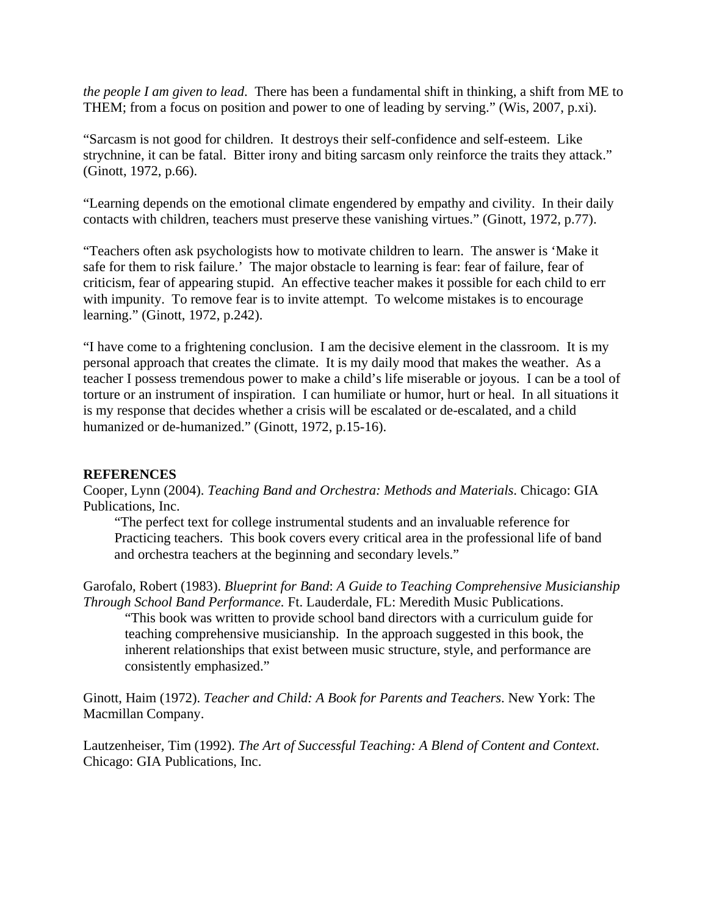*the people I am given to lead*. There has been a fundamental shift in thinking, a shift from ME to THEM; from a focus on position and power to one of leading by serving." (Wis, 2007, p.xi).

"Sarcasm is not good for children. It destroys their self-confidence and self-esteem. Like strychnine, it can be fatal. Bitter irony and biting sarcasm only reinforce the traits they attack." (Ginott, 1972, p.66).

"Learning depends on the emotional climate engendered by empathy and civility. In their daily contacts with children, teachers must preserve these vanishing virtues." (Ginott, 1972, p.77).

"Teachers often ask psychologists how to motivate children to learn. The answer is 'Make it safe for them to risk failure.' The major obstacle to learning is fear: fear of failure, fear of criticism, fear of appearing stupid. An effective teacher makes it possible for each child to err with impunity. To remove fear is to invite attempt. To welcome mistakes is to encourage learning." (Ginott, 1972, p.242).

"I have come to a frightening conclusion. I am the decisive element in the classroom. It is my personal approach that creates the climate. It is my daily mood that makes the weather. As a teacher I possess tremendous power to make a child's life miserable or joyous. I can be a tool of torture or an instrument of inspiration. I can humiliate or humor, hurt or heal. In all situations it is my response that decides whether a crisis will be escalated or de-escalated, and a child humanized or de-humanized." (Ginott, 1972, p.15-16).

**REFERENCES**

Cooper, Lynn (2004). *Teaching Band and Orchestra: Methods and Materials*. Chicago: GIA Publications, Inc.

> "The perfect text for college instrumental students and an invaluable reference for Practicing teachers. This book covers every critical area in the professional life of band and orchestra teachers at the beginning and secondary levels."

Garofalo, Robert (1983). *Blueprint for Band*: *A Guide to Teaching Comprehensive Musicianship Through School Band Performance.* Ft. Lauderdale, FL: Meredith Music Publications.

> "This book was written to provide school band directors with a curriculum guide for teaching comprehensive musicianship. In the approach suggested in this book, the inherent relationships that exist between music structure, style, and performance are consistently emphasized."

Ginott, Haim (1972). *Teacher and Child: A Book for Parents and Teachers*. New York: The Macmillan Company.

Lautzenheiser, Tim (1992). *The Art of Successful Teaching: A Blend of Content and Context*. Chicago: GIA Publications, Inc.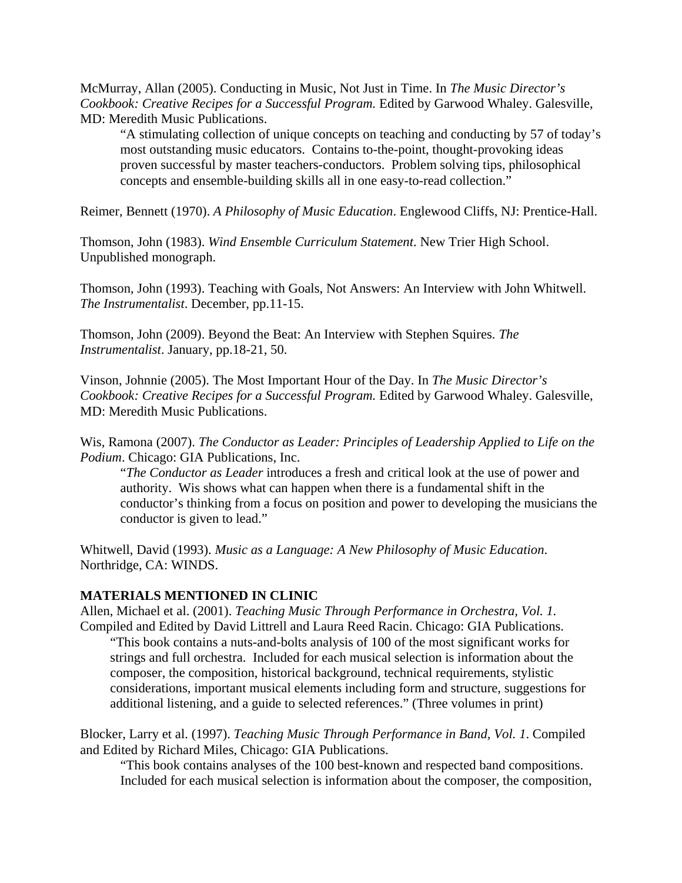McMurray, Allan (2005). Conducting in Music, Not Just in Time. In *The Music Director's Cookbook: Creative Recipes for a Successful Program.* Edited by Garwood Whaley. Galesville, MD: Meredith Music Publications.

> "A stimulating collection of unique concepts on teaching and conducting by 57 of today's most outstanding music educators. Contains to-the-point, thought-provoking ideas proven successful by master teachers-conductors. Problem solving tips, philosophical concepts and ensemble-building skills all in one easy-to-read collection."

Reimer, Bennett (1970). *A Philosophy of Music Education*. Englewood Cliffs, NJ: Prentice-Hall.

Thomson, John (1983). *Wind Ensemble Curriculum Statement*. New Trier High School. Unpublished monograph.

Thomson, John (1993). Teaching with Goals, Not Answers: An Interview with John Whitwell. *The Instrumentalist*. December, pp.11-15.

Thomson, John (2009). Beyond the Beat: An Interview with Stephen Squires. *The Instrumentalist*. January, pp.18-21, 50.

Vinson, Johnnie (2005). The Most Important Hour of the Day. In *The Music Director's Cookbook: Creative Recipes for a Successful Program.* Edited by Garwood Whaley. Galesville, MD: Meredith Music Publications.

Wis, Ramona (2007). *The Conductor as Leader: Principles of Leadership Applied to Life on the Podium*. Chicago: GIA Publications, Inc.

> "*The Conductor as Leader* introduces a fresh and critical look at the use of power and authority. Wis shows what can happen when there is a fundamental shift in the conductor's thinking from a focus on position and power to developing the musicians the conductor is given to lead."

Whitwell, David (1993). *Music as a Language: A New Philosophy of Music Education*. Northridge, CA: WINDS.

**MATERIALS MENTIONED IN CLINIC**

Allen, Michael et al. (2001). *Teaching Music Through Performance in Orchestra, Vol. 1.* Compiled and Edited by David Littrell and Laura Reed Racin. Chicago: GIA Publications.

> "This book contains a nuts-and-bolts analysis of 100 of the most significant works for strings and full orchestra. Included for each musical selection is information about the composer, the composition, historical background, technical requirements, stylistic considerations, important musical elements including form and structure, suggestions for additional listening, and a guide to selected references." (Three volumes in print)

Blocker, Larry et al. (1997). *Teaching Music Through Performance in Band, Vol. 1*. Compiled and Edited by Richard Miles, Chicago: GIA Publications.

> "This book contains analyses of the 100 best-known and respected band compositions. Included for each musical selection is information about the composer, the composition,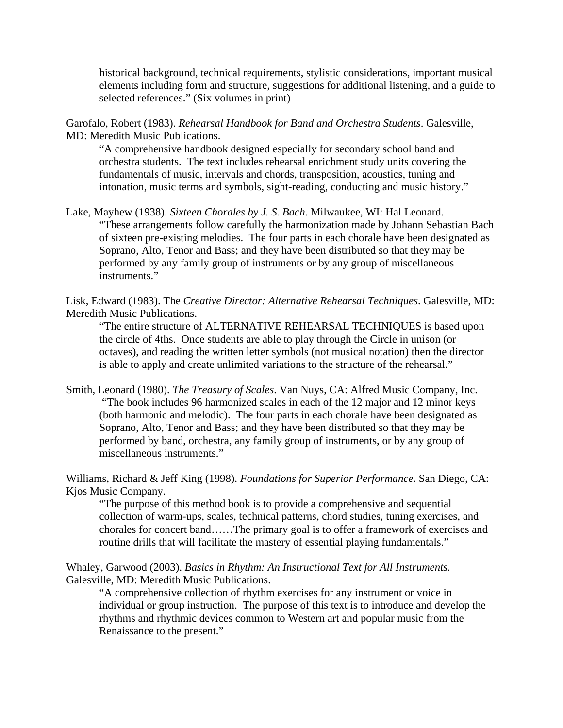historical background, technical requirements, stylistic considerations, important musical elements including form and structure, suggestions for additional listening, and a guide to selected references." (Six volumes in print)

Garofalo, Robert (1983). *Rehearsal Handbook for Band and Orchestra Students*. Galesville, MD: Meredith Music Publications.

> "A comprehensive handbook designed especially for secondary school band and orchestra students. The text includes rehearsal enrichment study units covering the fundamentals of music, intervals and chords, transposition, acoustics, tuning and intonation, music terms and symbols, sight-reading, conducting and music history."

Lake, Mayhew (1938). *Sixteen Chorales by J. S. Bach*. Milwaukee, WI: Hal Leonard.

> "These arrangements follow carefully the harmonization made by Johann Sebastian Bach of sixteen pre-existing melodies. The four parts in each chorale have been designated as Soprano, Alto, Tenor and Bass; and they have been distributed so that they may be performed by any family group of instruments or by any group of miscellaneous instruments."

Lisk, Edward (1983). The *Creative Director: Alternative Rehearsal Techniques*. Galesville, MD: Meredith Music Publications.

> "The entire structure of ALTERNATIVE REHEARSAL TECHNIQUES is based upon the circle of 4ths. Once students are able to play through the Circle in unison (or octaves), and reading the written letter symbols (not musical notation) then the director is able to apply and create unlimited variations to the structure of the rehearsal."

Smith, Leonard (1980). *The Treasury of Scales*. Van Nuys, CA: Alfred Music Company, Inc.

> "The book includes 96 harmonized scales in each of the 12 major and 12 minor keys (both harmonic and melodic). The four parts in each chorale have been designated as Soprano, Alto, Tenor and Bass; and they have been distributed so that they may be performed by band, orchestra, any family group of instruments, or by any group of miscellaneous instruments."

Williams, Richard & Jeff King (1998). *Foundations for Superior Performance*. San Diego, CA: Kjos Music Company.

> "The purpose of this method book is to provide a comprehensive and sequential collection of warm-ups, scales, technical patterns, chord studies, tuning exercises, and chorales for concert band……The primary goal is to offer a framework of exercises and routine drills that will facilitate the mastery of essential playing fundamentals."

Whaley, Garwood (2003). *Basics in Rhythm: An Instructional Text for All Instruments.* Galesville, MD: Meredith Music Publications.

> "A comprehensive collection of rhythm exercises for any instrument or voice in individual or group instruction. The purpose of this text is to introduce and develop the rhythms and rhythmic devices common to Western art and popular music from the Renaissance to the present."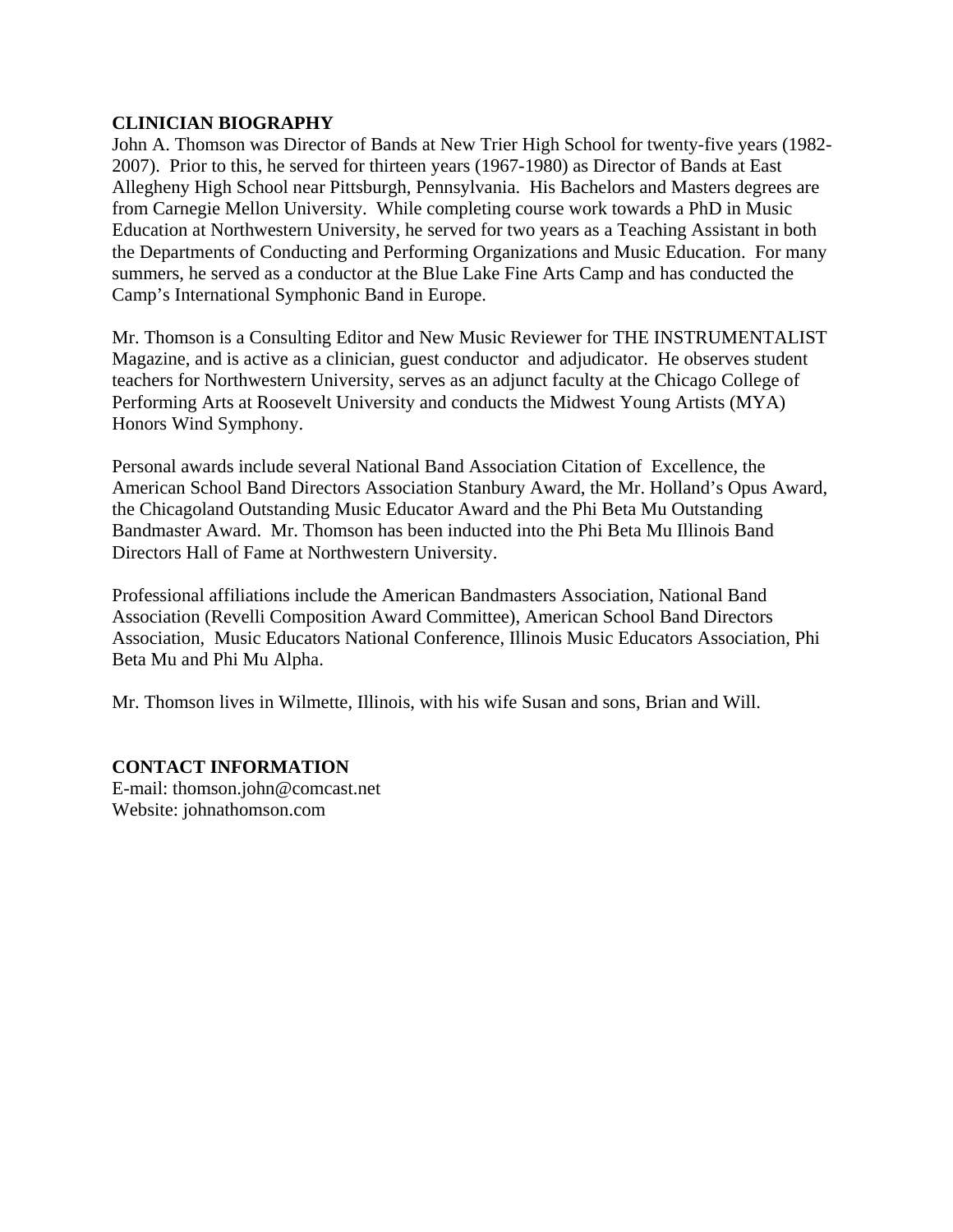**CLINICIAN BIOGRAPHY**

John A. Thomson was Director of Bands at New Trier High School for twenty-five years (1982-2007). Prior to this, he served for thirteen years (1967-1980) as Director of Bands at East Allegheny High School near Pittsburgh, Pennsylvania. His Bachelors and Masters degrees are from Carnegie Mellon University. While completing course work towards a PhD in Music Education at Northwestern University, he served for two years as a Teaching Assistant in both the Departments of Conducting and Performing Organizations and Music Education. For many summers, he served as a conductor at the Blue Lake Fine Arts Camp and has conducted the Camp's International Symphonic Band in Europe.

Mr. Thomson is a Consulting Editor and New Music Reviewer for THE INSTRUMENTALIST Magazine, and is active as a clinician, guest conductor and adjudicator. He observes student teachers for Northwestern University, serves as an adjunct faculty at the Chicago College of Performing Arts at Roosevelt University and conducts the Midwest Young Artists (MYA) Honors Wind Symphony.

Personal awards include several National Band Association Citation of Excellence, the American School Band Directors Association Stanbury Award, the Mr. Holland's Opus Award, the Chicagoland Outstanding Music Educator Award and the Phi Beta Mu Outstanding Bandmaster Award. Mr. Thomson has been inducted into the Phi Beta Mu Illinois Band Directors Hall of Fame at Northwestern University.

Professional affiliations include the American Bandmasters Association, National Band Association (Revelli Composition Award Committee), American School Band Directors Association, Music Educators National Conference, Illinois Music Educators Association, Phi Beta Mu and Phi Mu Alpha.

Mr. Thomson lives in Wilmette, Illinois, with his wife Susan and sons, Brian and Will.

**CONTACT INFORMATION**

E-mail: thomson.john@comcast.net
Website: johnathomson.com